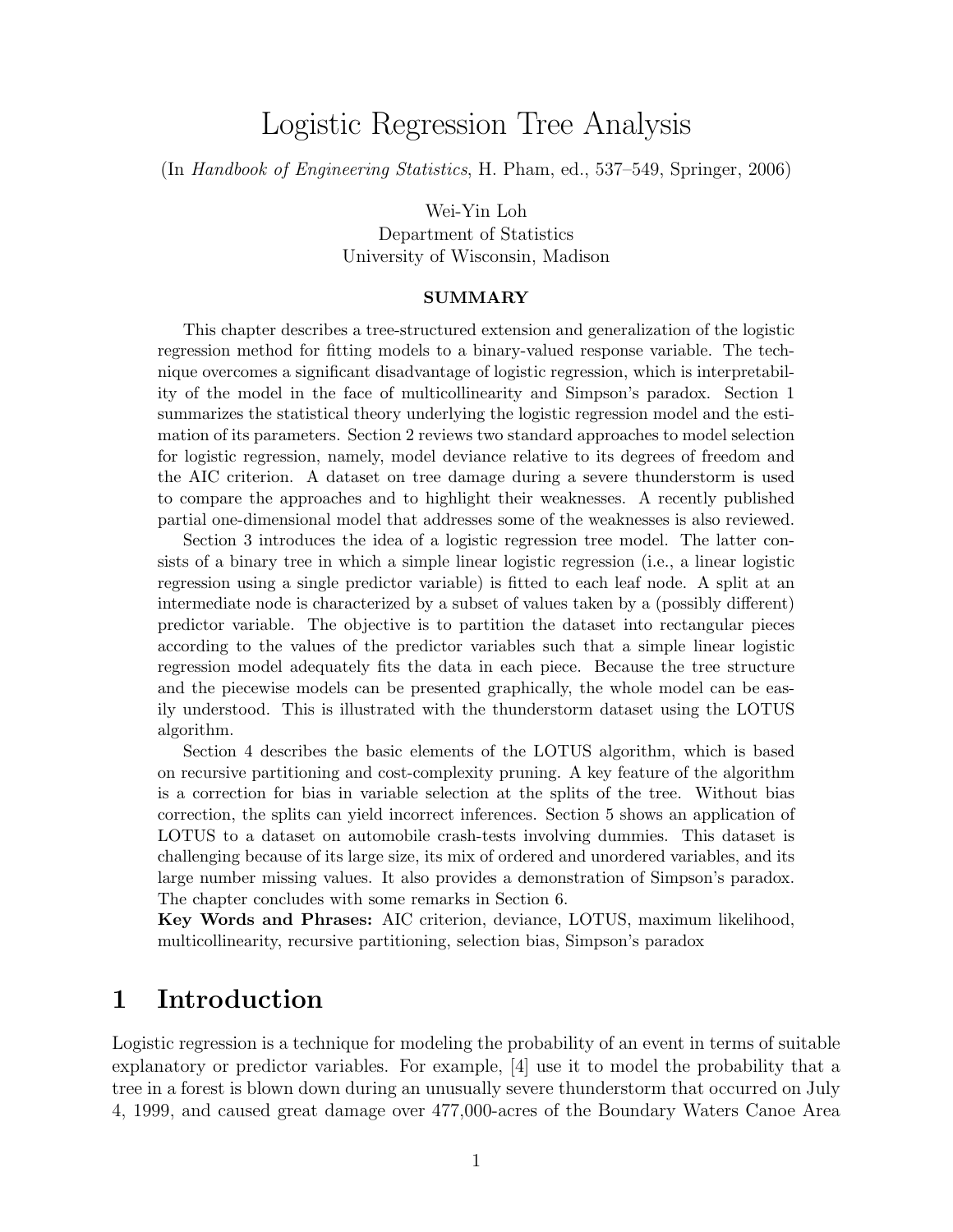# Logistic Regression Tree Analysis

(In *Handbook of Engineering Statistics*, H. Pham, ed., 537–549, Springer, 2006)

Wei-Yin Loh  
Department of Statistics  
University of Wisconsin, Madison

**SUMMARY**

This chapter describes a tree-structured extension and generalization of the logistic regression method for fitting models to a binary-valued response variable. The technique overcomes a significant disadvantage of logistic regression, which is interpretability of the model in the face of multicollinearity and Simpson's paradox. Section 1 summarizes the statistical theory underlying the logistic regression model and the estimation of its parameters. Section 2 reviews two standard approaches to model selection for logistic regression, namely, model deviance relative to its degrees of freedom and the AIC criterion. A dataset on tree damage during a severe thunderstorm is used to compare the approaches and to highlight their weaknesses. A recently published partial one-dimensional model that addresses some of the weaknesses is also reviewed.

Section 3 introduces the idea of a logistic regression tree model. The latter consists of a binary tree in which a simple linear logistic regression (i.e., a linear logistic regression using a single predictor variable) is fitted to each leaf node. A split at an intermediate node is characterized by a subset of values taken by a (possibly different) predictor variable. The objective is to partition the dataset into rectangular pieces according to the values of the predictor variables such that a simple linear logistic regression model adequately fits the data in each piece. Because the tree structure and the piecewise models can be presented graphically, the whole model can be easily understood. This is illustrated with the thunderstorm dataset using the LOTUS algorithm.

Section 4 describes the basic elements of the LOTUS algorithm, which is based on recursive partitioning and cost-complexity pruning. A key feature of the algorithm is a correction for bias in variable selection at the splits of the tree. Without bias correction, the splits can yield incorrect inferences. Section 5 shows an application of LOTUS to a dataset on automobile crash-tests involving dummies. This dataset is challenging because of its large size, its mix of ordered and unordered variables, and its large number missing values. It also provides a demonstration of Simpson's paradox. The chapter concludes with some remarks in Section 6.

**Key Words and Phrases:** AIC criterion, deviance, LOTUS, maximum likelihood, multicollinearity, recursive partitioning, selection bias, Simpson's paradox

## 1 Introduction

Logistic regression is a technique for modeling the probability of an event in terms of suitable explanatory or predictor variables. For example, [4] use it to model the probability that a tree in a forest is blown down during an unusually severe thunderstorm that occurred on July 4, 1999, and caused great damage over 477,000-acres of the Boundary Waters Canoe Area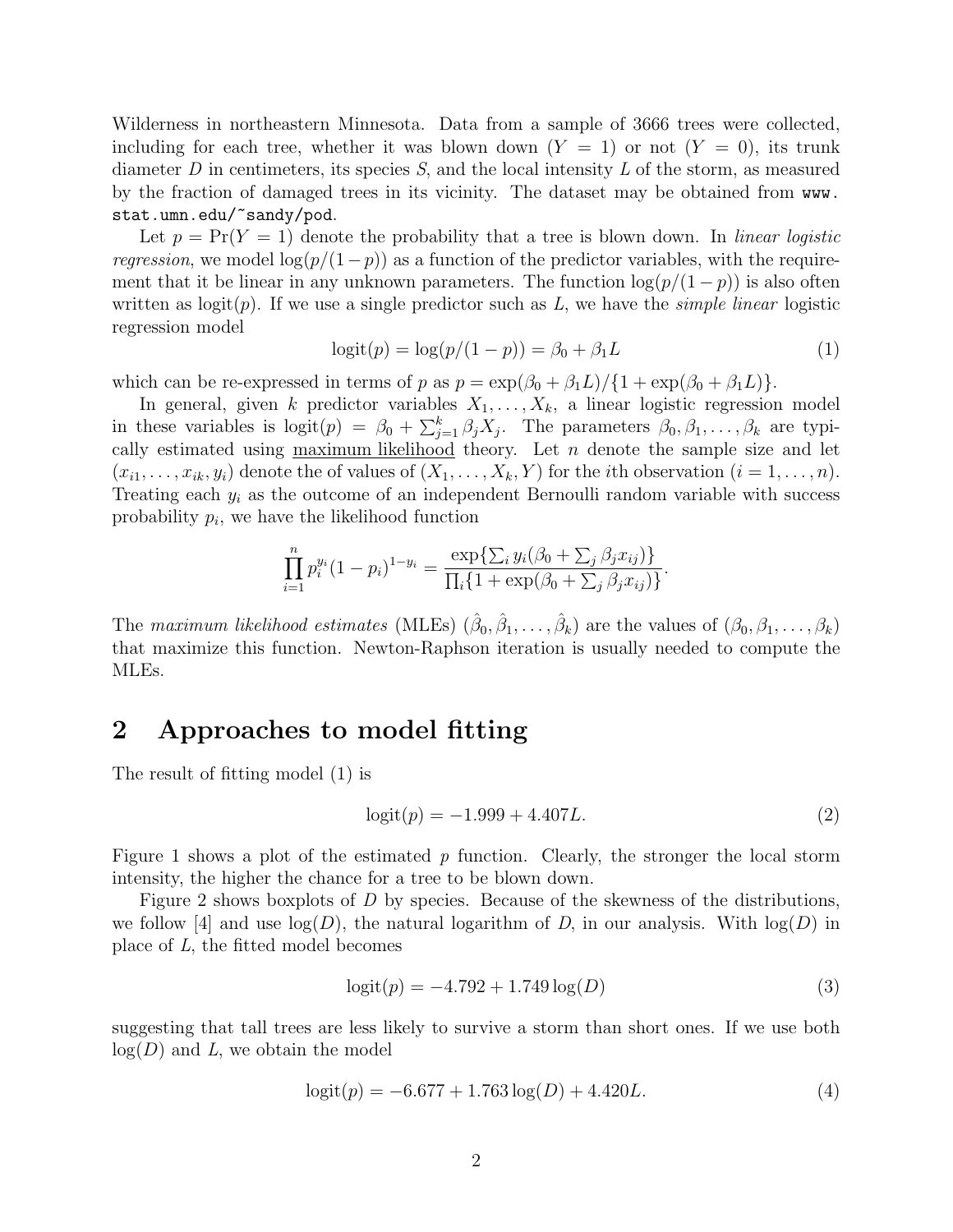Wilderness in northeastern Minnesota. Data from a sample of 3666 trees were collected, including for each tree, whether it was blown down ($Y = 1$) or not ($Y = 0$), its trunk diameter $D$ in centimeters, its species $S$, and the local intensity $L$ of the storm, as measured by the fraction of damaged trees in its vicinity. The dataset may be obtained from `www.stat.umn.edu/~sandy/pod`.

Let $p = \Pr(Y = 1)$ denote the probability that a tree is blown down. In *linear logistic regression*, we model $\log(p/(1-p))$ as a function of the predictor variables, with the requirement that it be linear in any unknown parameters. The function $\log(p/(1-p))$ is also often written as $\text{logit}(p)$. If we use a single predictor such as $L$, we have the *simple linear* logistic regression model

$$\text{logit}(p) = \log(p/(1-p)) = \beta_0 + \beta_1 L \tag{1}$$

which can be re-expressed in terms of $p$ as $p = \exp(\beta_0 + \beta_1 L)/\{1 + \exp(\beta_0 + \beta_1 L)\}$.

In general, given $k$ predictor variables $X_1, \ldots, X_k$, a linear logistic regression model in these variables is $\text{logit}(p) = \beta_0 + \sum_{j=1}^{k} \beta_j X_j$. The parameters $\beta_0, \beta_1, \ldots, \beta_k$ are typically estimated using maximum likelihood theory. Let $n$ denote the sample size and let $(x_{i1}, \ldots, x_{ik}, y_i)$ denote the of values of $(X_1, \ldots, X_k, Y)$ for the $i$th observation ($i = 1, \ldots, n$). Treating each $y_i$ as the outcome of an independent Bernoulli random variable with success probability $p_i$, we have the likelihood function

$$\prod_{i=1}^{n} p_i^{y_i} (1 - p_i)^{1-y_i} = \frac{\exp\{\sum_i y_i(\beta_0 + \sum_j \beta_j x_{ij})\}}{\prod_i \{1 + \exp(\beta_0 + \sum_j \beta_j x_{ij})\}}.$$

The *maximum likelihood estimates* (MLEs) $(\hat{\beta}_0, \hat{\beta}_1, \ldots, \hat{\beta}_k)$ are the values of $(\beta_0, \beta_1, \ldots, \beta_k)$ that maximize this function. Newton-Raphson iteration is usually needed to compute the MLEs.

## 2 Approaches to model fitting

The result of fitting model (1) is

$$\text{logit}(p) = -1.999 + 4.407L. \tag{2}$$

Figure 1 shows a plot of the estimated $p$ function. Clearly, the stronger the local storm intensity, the higher the chance for a tree to be blown down.

Figure 2 shows boxplots of $D$ by species. Because of the skewness of the distributions, we follow [4] and use $\log(D)$, the natural logarithm of $D$, in our analysis. With $\log(D)$ in place of $L$, the fitted model becomes

$$\text{logit}(p) = -4.792 + 1.749 \log(D) \tag{3}$$

suggesting that tall trees are less likely to survive a storm than short ones. If we use both $\log(D)$ and $L$, we obtain the model

$$\text{logit}(p) = -6.677 + 1.763 \log(D) + 4.420L. \tag{4}$$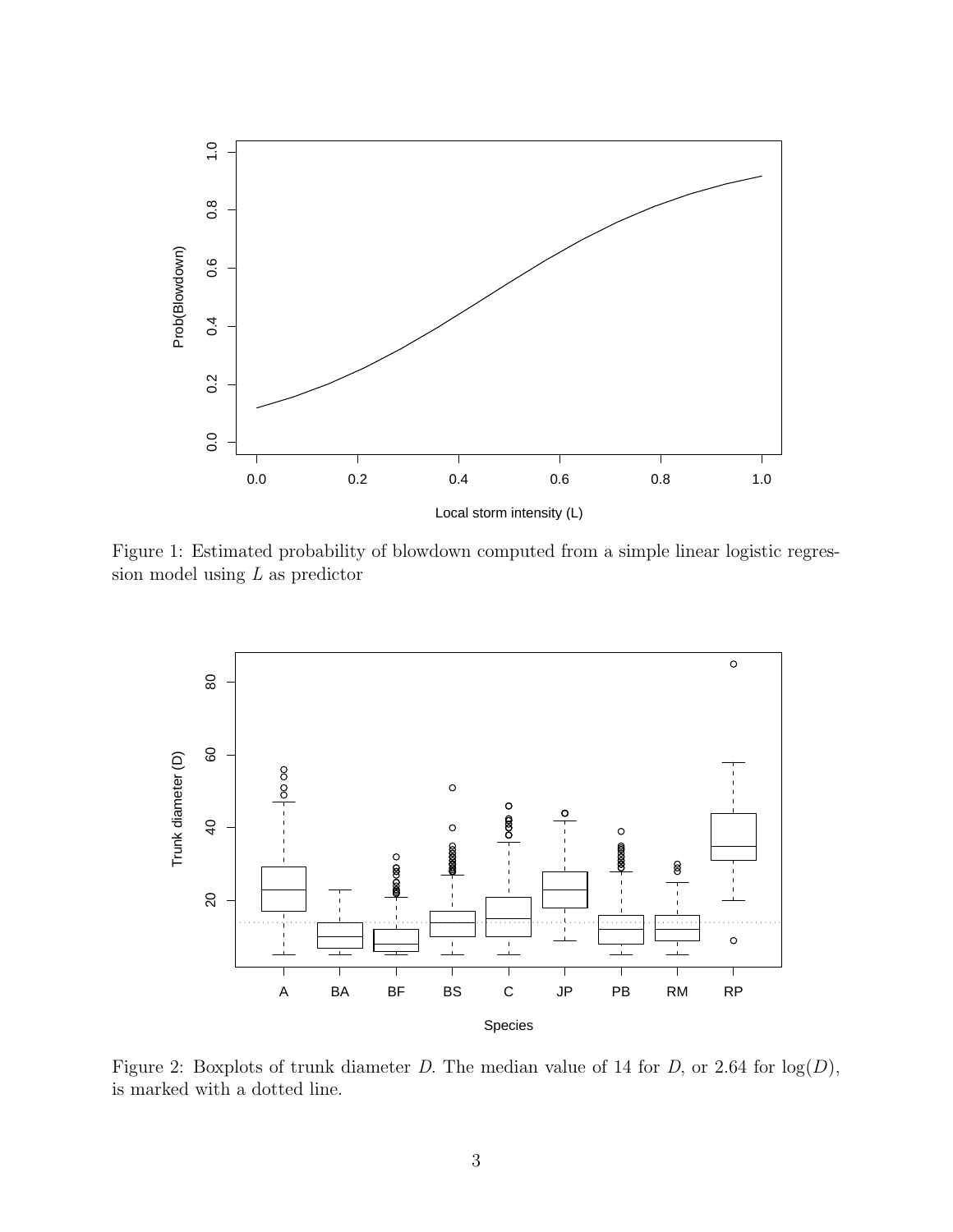Figure 1: Estimated probability of blowdown computed from a simple linear logistic regression model using $L$ as predictor

Figure 2: Boxplots of trunk diameter $D$. The median value of 14 for $D$, or 2.64 for $\log(D)$, is marked with a dotted line.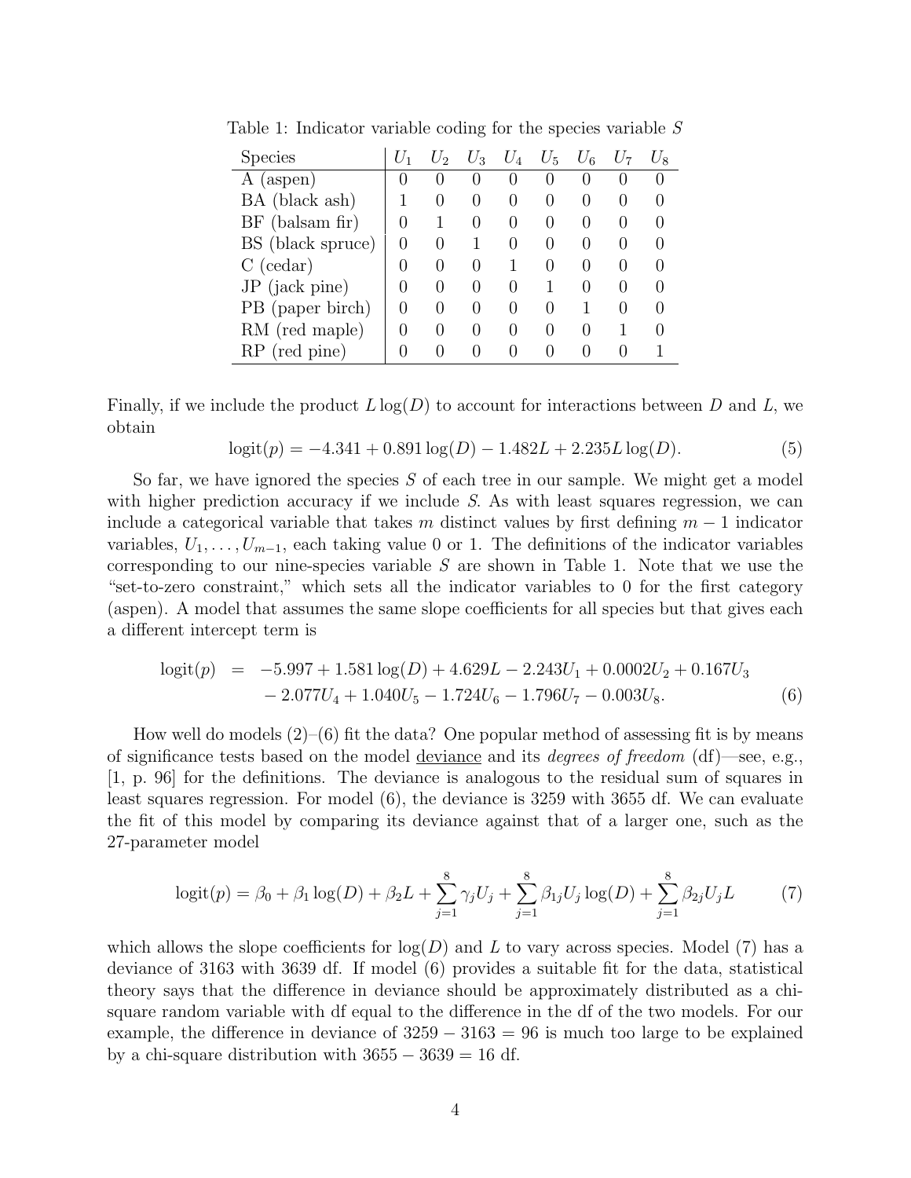Table 1: Indicator variable coding for the species variable $S$

| Species | $U_1$ | $U_2$ | $U_3$ | $U_4$ | $U_5$ | $U_6$ | $U_7$ | $U_8$ |
|---|---|---|---|---|---|---|---|---|
| A (aspen) | 0 | 0 | 0 | 0 | 0 | 0 | 0 | 0 |
| BA (black ash) | 1 | 0 | 0 | 0 | 0 | 0 | 0 | 0 |
| BF (balsam fir) | 0 | 1 | 0 | 0 | 0 | 0 | 0 | 0 |
| BS (black spruce) | 0 | 0 | 1 | 0 | 0 | 0 | 0 | 0 |
| C (cedar) | 0 | 0 | 0 | 1 | 0 | 0 | 0 | 0 |
| JP (jack pine) | 0 | 0 | 0 | 0 | 1 | 0 | 0 | 0 |
| PB (paper birch) | 0 | 0 | 0 | 0 | 0 | 1 | 0 | 0 |
| RM (red maple) | 0 | 0 | 0 | 0 | 0 | 0 | 1 | 0 |
| RP (red pine) | 0 | 0 | 0 | 0 | 0 | 0 | 0 | 1 |

Finally, if we include the product $L \log(D)$ to account for interactions between $D$ and $L$, we obtain

$$\text{logit}(p) = -4.341 + 0.891 \log(D) - 1.482L + 2.235L \log(D). \tag{5}$$

So far, we have ignored the species $S$ of each tree in our sample. We might get a model with higher prediction accuracy if we include $S$. As with least squares regression, we can include a categorical variable that takes $m$ distinct values by first defining $m - 1$ indicator variables, $U_1, \ldots, U_{m-1}$, each taking value 0 or 1. The definitions of the indicator variables corresponding to our nine-species variable $S$ are shown in Table 1. Note that we use the "set-to-zero constraint," which sets all the indicator variables to 0 for the first category (aspen). A model that assumes the same slope coefficients for all species but that gives each a different intercept term is

$$\begin{aligned}\text{logit}(p) \;=\; & -5.997 + 1.581 \log(D) + 4.629L - 2.243U_1 + 0.0002U_2 + 0.167U_3 \\ & - 2.077U_4 + 1.040U_5 - 1.724U_6 - 1.796U_7 - 0.003U_8. \end{aligned} \tag{6}$$

How well do models (2)–(6) fit the data? One popular method of assessing fit is by means of significance tests based on the model deviance and its *degrees of freedom* (df)—see, e.g., [1, p. 96] for the definitions. The deviance is analogous to the residual sum of squares in least squares regression. For model (6), the deviance is 3259 with 3655 df. We can evaluate the fit of this model by comparing its deviance against that of a larger one, such as the 27-parameter model

$$\text{logit}(p) = \beta_0 + \beta_1 \log(D) + \beta_2 L + \sum_{j=1}^{8} \gamma_j U_j + \sum_{j=1}^{8} \beta_{1j} U_j \log(D) + \sum_{j=1}^{8} \beta_{2j} U_j L \tag{7}$$

which allows the slope coefficients for $\log(D)$ and $L$ to vary across species. Model (7) has a deviance of 3163 with 3639 df. If model (6) provides a suitable fit for the data, statistical theory says that the difference in deviance should be approximately distributed as a chi-square random variable with df equal to the difference in the df of the two models. For our example, the difference in deviance of $3259 - 3163 = 96$ is much too large to be explained by a chi-square distribution with $3655 - 3639 = 16$ df.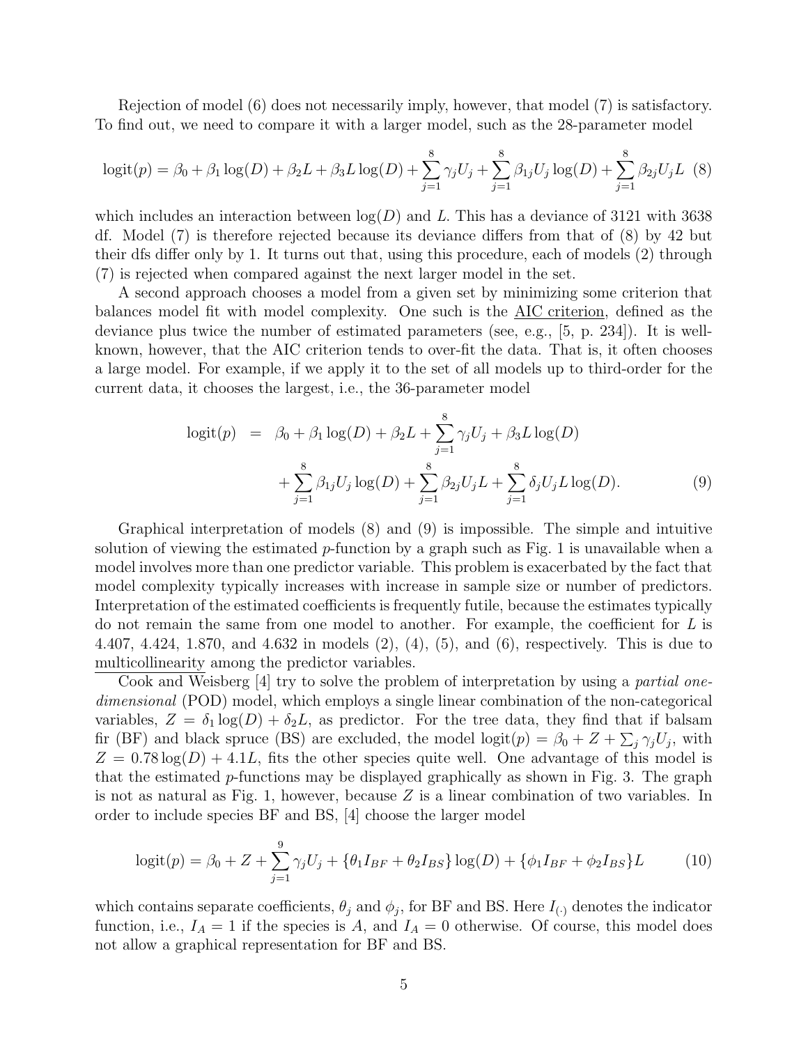Rejection of model (6) does not necessarily imply, however, that model (7) is satisfactory. To find out, we need to compare it with a larger model, such as the 28-parameter model

$$\text{logit}(p) = \beta_0 + \beta_1 \log(D) + \beta_2 L + \beta_3 L \log(D) + \sum_{j=1}^{8} \gamma_j U_j + \sum_{j=1}^{8} \beta_{1j} U_j \log(D) + \sum_{j=1}^{8} \beta_{2j} U_j L \quad (8)$$

which includes an interaction between $\log(D)$ and $L$. This has a deviance of 3121 with 3638 df. Model (7) is therefore rejected because its deviance differs from that of (8) by 42 but their dfs differ only by 1. It turns out that, using this procedure, each of models (2) through (7) is rejected when compared against the next larger model in the set.

A second approach chooses a model from a given set by minimizing some criterion that balances model fit with model complexity. One such is the AIC criterion, defined as the deviance plus twice the number of estimated parameters (see, e.g., [5, p. 234]). It is well-known, however, that the AIC criterion tends to over-fit the data. That is, it often chooses a large model. For example, if we apply it to the set of all models up to third-order for the current data, it chooses the largest, i.e., the 36-parameter model

$$\begin{aligned}\text{logit}(p) &= \beta_0 + \beta_1 \log(D) + \beta_2 L + \sum_{j=1}^{8} \gamma_j U_j + \beta_3 L \log(D) \\ &\quad + \sum_{j=1}^{8} \beta_{1j} U_j \log(D) + \sum_{j=1}^{8} \beta_{2j} U_j L + \sum_{j=1}^{8} \delta_j U_j L \log(D). \end{aligned} \quad (9)$$

Graphical interpretation of models (8) and (9) is impossible. The simple and intuitive solution of viewing the estimated $p$-function by a graph such as Fig. 1 is unavailable when a model involves more than one predictor variable. This problem is exacerbated by the fact that model complexity typically increases with increase in sample size or number of predictors. Interpretation of the estimated coefficients is frequently futile, because the estimates typically do not remain the same from one model to another. For example, the coefficient for $L$ is 4.407, 4.424, 1.870, and 4.632 in models (2), (4), (5), and (6), respectively. This is due to multicollinearity among the predictor variables.

Cook and Weisberg [4] try to solve the problem of interpretation by using a *partial one-dimensional* (POD) model, which employs a single linear combination of the non-categorical variables, $Z = \delta_1 \log(D) + \delta_2 L$, as predictor. For the tree data, they find that if balsam fir (BF) and black spruce (BS) are excluded, the model $\text{logit}(p) = \beta_0 + Z + \sum_j \gamma_j U_j$, with $Z = 0.78 \log(D) + 4.1L$, fits the other species quite well. One advantage of this model is that the estimated $p$-functions may be displayed graphically as shown in Fig. 3. The graph is not as natural as Fig. 1, however, because $Z$ is a linear combination of two variables. In order to include species BF and BS, [4] choose the larger model

$$\text{logit}(p) = \beta_0 + Z + \sum_{j=1}^{9} \gamma_j U_j + \{\theta_1 I_{BF} + \theta_2 I_{BS}\} \log(D) + \{\phi_1 I_{BF} + \phi_2 I_{BS}\} L \quad (10)$$

which contains separate coefficients, $\theta_j$ and $\phi_j$, for BF and BS. Here $I_{(\cdot)}$ denotes the indicator function, i.e., $I_A = 1$ if the species is $A$, and $I_A = 0$ otherwise. Of course, this model does not allow a graphical representation for BF and BS.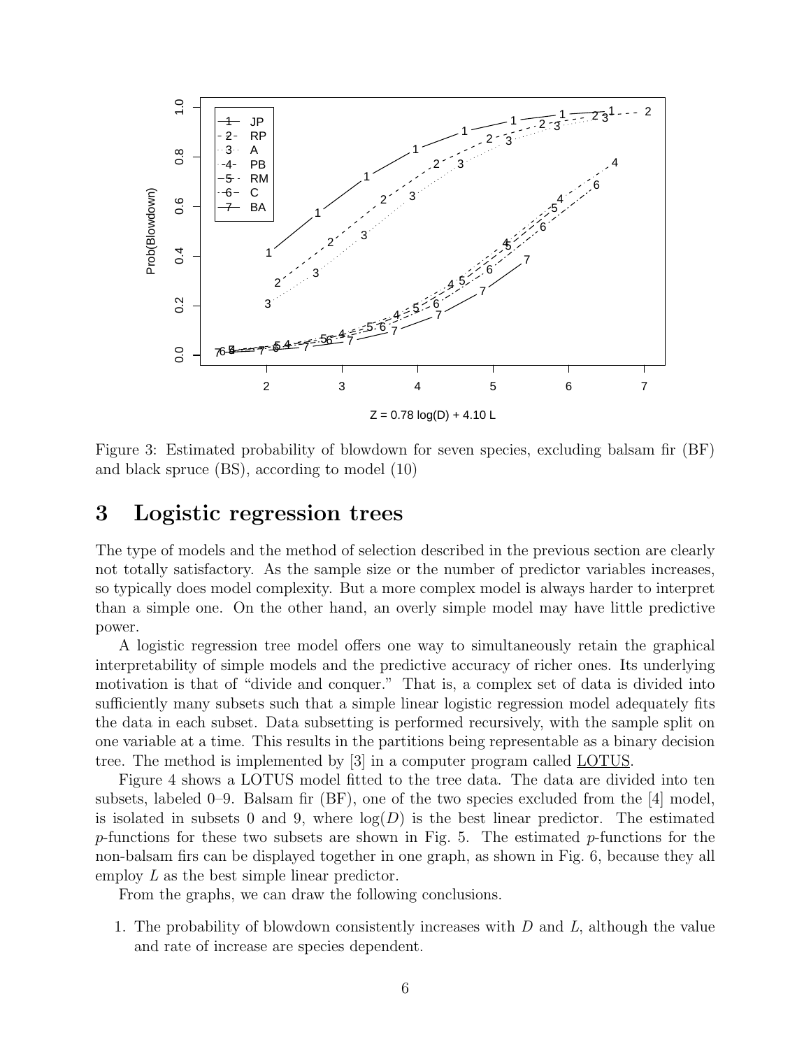Figure 3: Estimated probability of blowdown for seven species, excluding balsam fir (BF) and black spruce (BS), according to model (10)

# 3 Logistic regression trees

The type of models and the method of selection described in the previous section are clearly not totally satisfactory. As the sample size or the number of predictor variables increases, so typically does model complexity. But a more complex model is always harder to interpret than a simple one. On the other hand, an overly simple model may have little predictive power.

A logistic regression tree model offers one way to simultaneously retain the graphical interpretability of simple models and the predictive accuracy of richer ones. Its underlying motivation is that of "divide and conquer." That is, a complex set of data is divided into sufficiently many subsets such that a simple linear logistic regression model adequately fits the data in each subset. Data subsetting is performed recursively, with the sample split on one variable at a time. This results in the partitions being representable as a binary decision tree. The method is implemented by [3] in a computer program called LOTUS.

Figure 4 shows a LOTUS model fitted to the tree data. The data are divided into ten subsets, labeled 0–9. Balsam fir (BF), one of the two species excluded from the [4] model, is isolated in subsets 0 and 9, where $\log(D)$ is the best linear predictor. The estimated $p$-functions for these two subsets are shown in Fig. 5. The estimated $p$-functions for the non-balsam firs can be displayed together in one graph, as shown in Fig. 6, because they all employ $L$ as the best simple linear predictor.

From the graphs, we can draw the following conclusions.

1. The probability of blowdown consistently increases with $D$ and $L$, although the value and rate of increase are species dependent.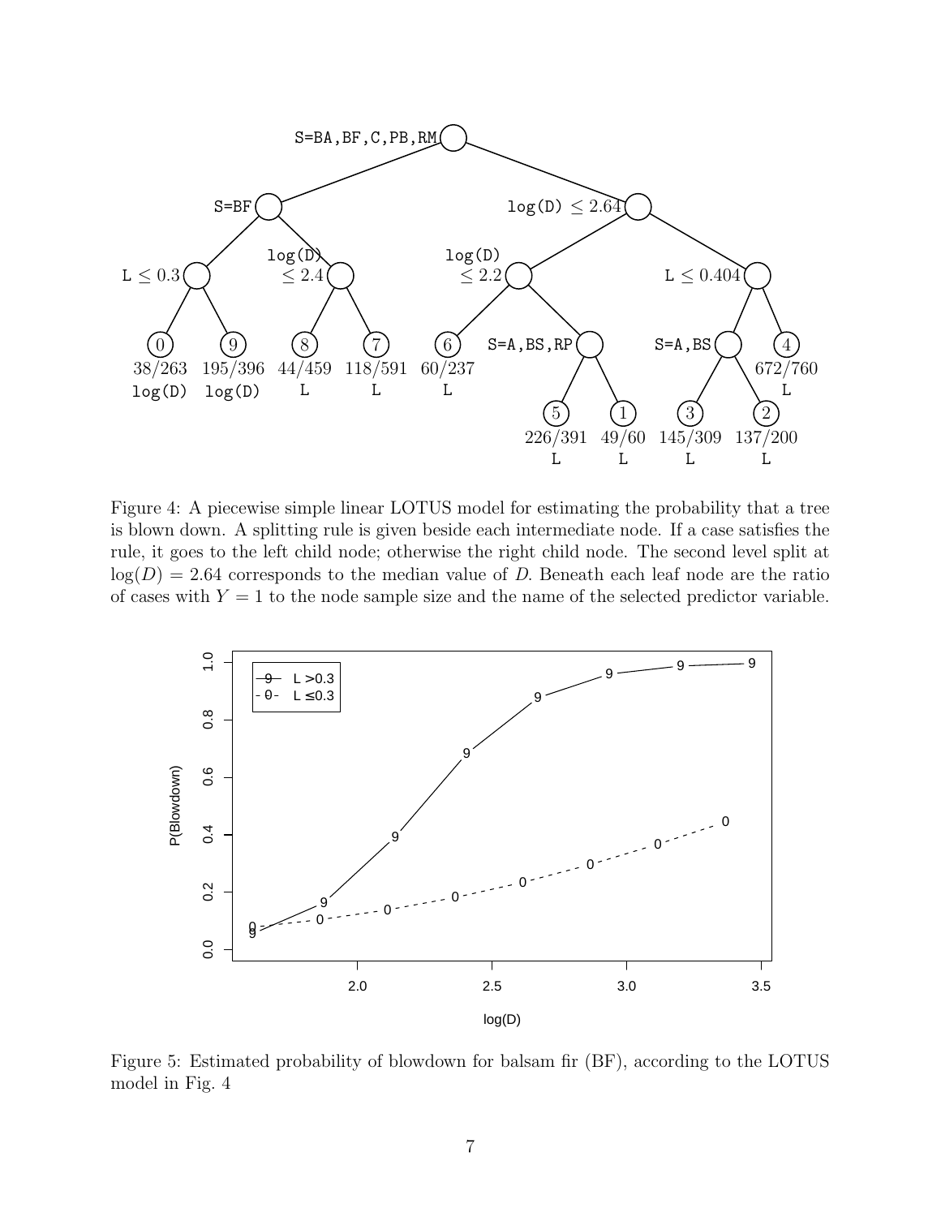Figure 4: A piecewise simple linear LOTUS model for estimating the probability that a tree is blown down. A splitting rule is given beside each intermediate node. If a case satisfies the rule, it goes to the left child node; otherwise the right child node. The second level split at $\log(D) = 2.64$ corresponds to the median value of $D$. Beneath each leaf node are the ratio of cases with $Y = 1$ to the node sample size and the name of the selected predictor variable.

Figure 5: Estimated probability of blowdown for balsam fir (BF), according to the LOTUS model in Fig. 4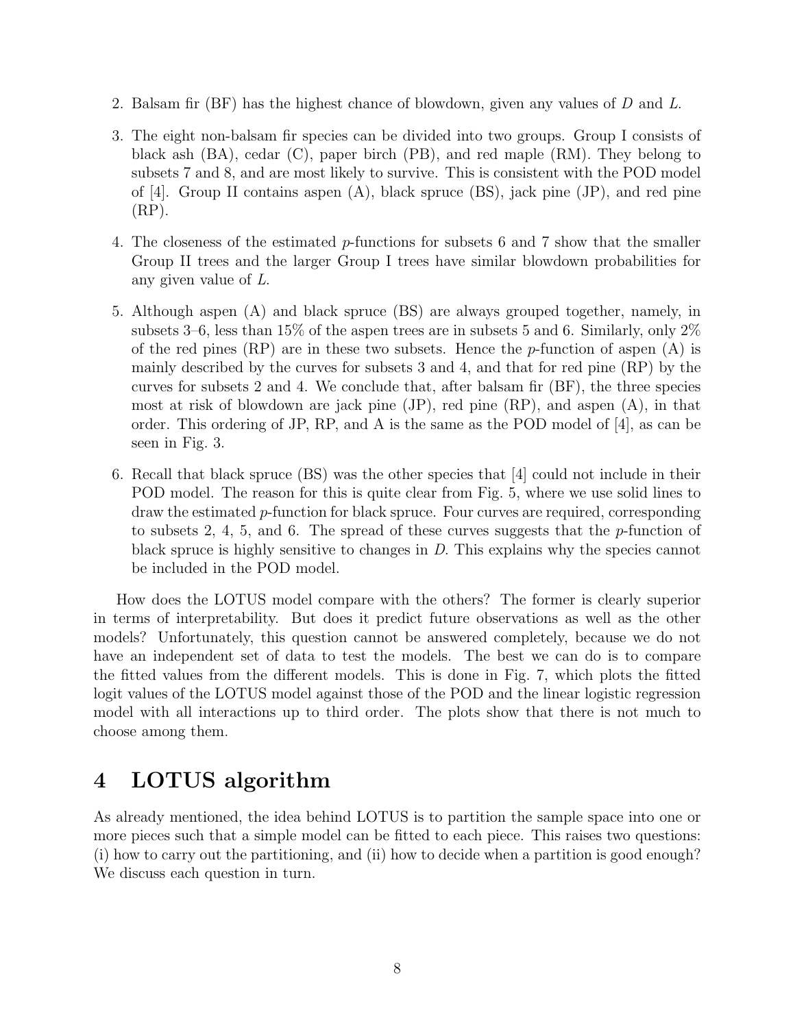2. Balsam fir (BF) has the highest chance of blowdown, given any values of $D$ and $L$.

3. The eight non-balsam fir species can be divided into two groups. Group I consists of black ash (BA), cedar (C), paper birch (PB), and red maple (RM). They belong to subsets 7 and 8, and are most likely to survive. This is consistent with the POD model of [4]. Group II contains aspen (A), black spruce (BS), jack pine (JP), and red pine (RP).

4. The closeness of the estimated $p$-functions for subsets 6 and 7 show that the smaller Group II trees and the larger Group I trees have similar blowdown probabilities for any given value of $L$.

5. Although aspen (A) and black spruce (BS) are always grouped together, namely, in subsets 3–6, less than 15% of the aspen trees are in subsets 5 and 6. Similarly, only 2% of the red pines (RP) are in these two subsets. Hence the $p$-function of aspen (A) is mainly described by the curves for subsets 3 and 4, and that for red pine (RP) by the curves for subsets 2 and 4. We conclude that, after balsam fir (BF), the three species most at risk of blowdown are jack pine (JP), red pine (RP), and aspen (A), in that order. This ordering of JP, RP, and A is the same as the POD model of [4], as can be seen in Fig. 3.

6. Recall that black spruce (BS) was the other species that [4] could not include in their POD model. The reason for this is quite clear from Fig. 5, where we use solid lines to draw the estimated $p$-function for black spruce. Four curves are required, corresponding to subsets 2, 4, 5, and 6. The spread of these curves suggests that the $p$-function of black spruce is highly sensitive to changes in $D$. This explains why the species cannot be included in the POD model.

How does the LOTUS model compare with the others? The former is clearly superior in terms of interpretability. But does it predict future observations as well as the other models? Unfortunately, this question cannot be answered completely, because we do not have an independent set of data to test the models. The best we can do is to compare the fitted values from the different models. This is done in Fig. 7, which plots the fitted logit values of the LOTUS model against those of the POD and the linear logistic regression model with all interactions up to third order. The plots show that there is not much to choose among them.

# 4 LOTUS algorithm

As already mentioned, the idea behind LOTUS is to partition the sample space into one or more pieces such that a simple model can be fitted to each piece. This raises two questions: (i) how to carry out the partitioning, and (ii) how to decide when a partition is good enough? We discuss each question in turn.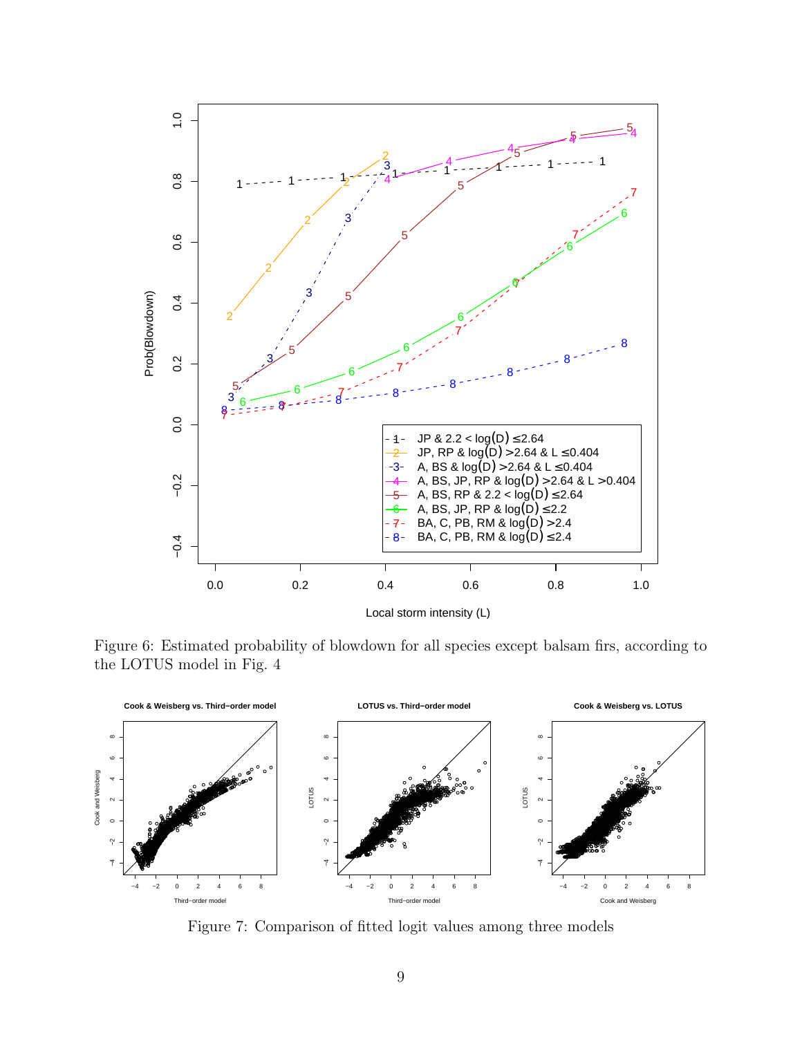Figure 6: Estimated probability of blowdown for all species except balsam firs, according to the LOTUS model in Fig. 4

Figure 7: Comparison of fitted logit values among three models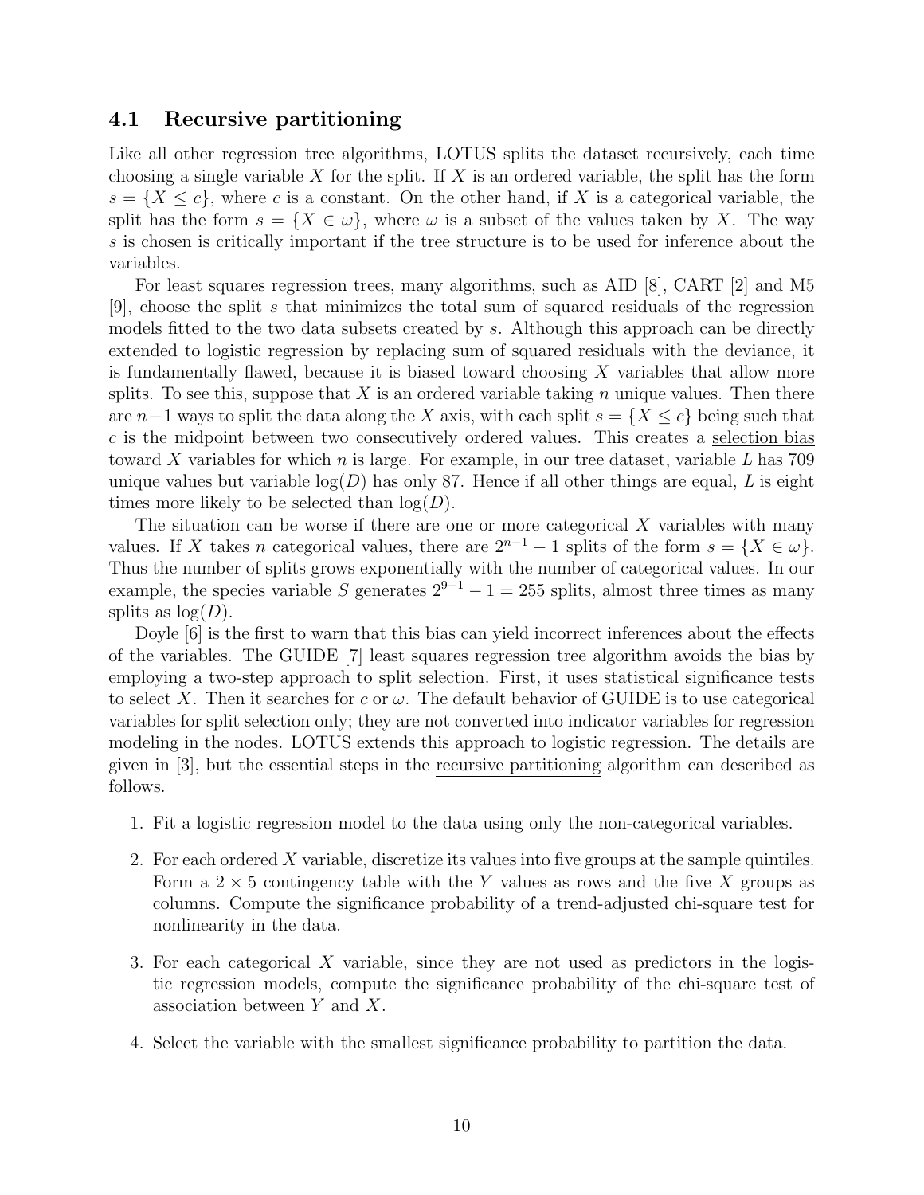## 4.1 Recursive partitioning

Like all other regression tree algorithms, LOTUS splits the dataset recursively, each time choosing a single variable $X$ for the split. If $X$ is an ordered variable, the split has the form $s = \{X \leq c\}$, where $c$ is a constant. On the other hand, if $X$ is a categorical variable, the split has the form $s = \{X \in \omega\}$, where $\omega$ is a subset of the values taken by $X$. The way $s$ is chosen is critically important if the tree structure is to be used for inference about the variables.

For least squares regression trees, many algorithms, such as AID [8], CART [2] and M5 [9], choose the split $s$ that minimizes the total sum of squared residuals of the regression models fitted to the two data subsets created by $s$. Although this approach can be directly extended to logistic regression by replacing sum of squared residuals with the deviance, it is fundamentally flawed, because it is biased toward choosing $X$ variables that allow more splits. To see this, suppose that $X$ is an ordered variable taking $n$ unique values. Then there are $n-1$ ways to split the data along the $X$ axis, with each split $s = \{X \leq c\}$ being such that $c$ is the midpoint between two consecutively ordered values. This creates a <u>selection bias</u> toward $X$ variables for which $n$ is large. For example, in our tree dataset, variable $L$ has 709 unique values but variable $\log(D)$ has only 87. Hence if all other things are equal, $L$ is eight times more likely to be selected than $\log(D)$.

The situation can be worse if there are one or more categorical $X$ variables with many values. If $X$ takes $n$ categorical values, there are $2^{n-1} - 1$ splits of the form $s = \{X \in \omega\}$. Thus the number of splits grows exponentially with the number of categorical values. In our example, the species variable $S$ generates $2^{9-1} - 1 = 255$ splits, almost three times as many splits as $\log(D)$.

Doyle [6] is the first to warn that this bias can yield incorrect inferences about the effects of the variables. The GUIDE [7] least squares regression tree algorithm avoids the bias by employing a two-step approach to split selection. First, it uses statistical significance tests to select $X$. Then it searches for $c$ or $\omega$. The default behavior of GUIDE is to use categorical variables for split selection only; they are not converted into indicator variables for regression modeling in the nodes. LOTUS extends this approach to logistic regression. The details are given in [3], but the essential steps in the <u>recursive partitioning</u> algorithm can described as follows.

1. Fit a logistic regression model to the data using only the non-categorical variables.

2. For each ordered $X$ variable, discretize its values into five groups at the sample quintiles. Form a $2 \times 5$ contingency table with the $Y$ values as rows and the five $X$ groups as columns. Compute the significance probability of a trend-adjusted chi-square test for nonlinearity in the data.

3. For each categorical $X$ variable, since they are not used as predictors in the logistic regression models, compute the significance probability of the chi-square test of association between $Y$ and $X$.

4. Select the variable with the smallest significance probability to partition the data.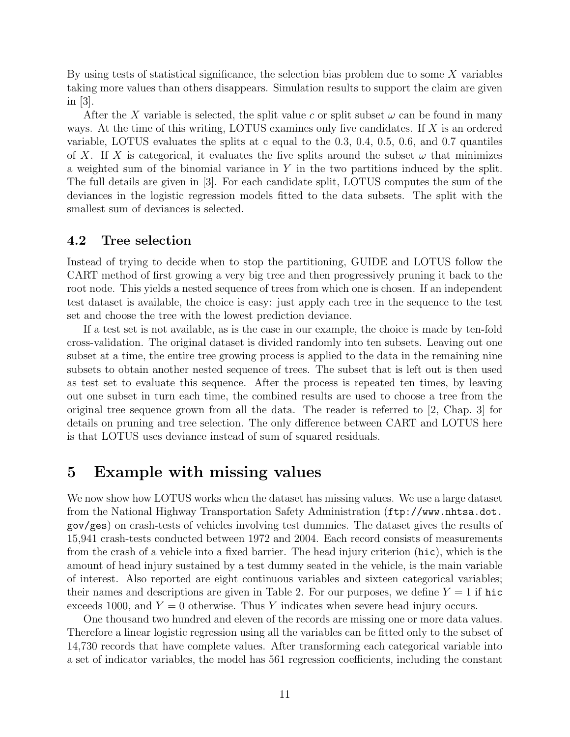By using tests of statistical significance, the selection bias problem due to some $X$ variables taking more values than others disappears. Simulation results to support the claim are given in [3].

After the $X$ variable is selected, the split value $c$ or split subset $\omega$ can be found in many ways. At the time of this writing, LOTUS examines only five candidates. If $X$ is an ordered variable, LOTUS evaluates the splits at c equal to the 0.3, 0.4, 0.5, 0.6, and 0.7 quantiles of $X$. If $X$ is categorical, it evaluates the five splits around the subset $\omega$ that minimizes a weighted sum of the binomial variance in $Y$ in the two partitions induced by the split. The full details are given in [3]. For each candidate split, LOTUS computes the sum of the deviances in the logistic regression models fitted to the data subsets. The split with the smallest sum of deviances is selected.

### 4.2 Tree selection

Instead of trying to decide when to stop the partitioning, GUIDE and LOTUS follow the CART method of first growing a very big tree and then progressively pruning it back to the root node. This yields a nested sequence of trees from which one is chosen. If an independent test dataset is available, the choice is easy: just apply each tree in the sequence to the test set and choose the tree with the lowest prediction deviance.

If a test set is not available, as is the case in our example, the choice is made by ten-fold cross-validation. The original dataset is divided randomly into ten subsets. Leaving out one subset at a time, the entire tree growing process is applied to the data in the remaining nine subsets to obtain another nested sequence of trees. The subset that is left out is then used as test set to evaluate this sequence. After the process is repeated ten times, by leaving out one subset in turn each time, the combined results are used to choose a tree from the original tree sequence grown from all the data. The reader is referred to [2, Chap. 3] for details on pruning and tree selection. The only difference between CART and LOTUS here is that LOTUS uses deviance instead of sum of squared residuals.

## 5 Example with missing values

We now show how LOTUS works when the dataset has missing values. We use a large dataset from the National Highway Transportation Safety Administration (`ftp://www.nhtsa.dot.gov/ges`) on crash-tests of vehicles involving test dummies. The dataset gives the results of 15,941 crash-tests conducted between 1972 and 2004. Each record consists of measurements from the crash of a vehicle into a fixed barrier. The head injury criterion (`hic`), which is the amount of head injury sustained by a test dummy seated in the vehicle, is the main variable of interest. Also reported are eight continuous variables and sixteen categorical variables; their names and descriptions are given in Table 2. For our purposes, we define $Y = 1$ if `hic` exceeds 1000, and $Y = 0$ otherwise. Thus $Y$ indicates when severe head injury occurs.

One thousand two hundred and eleven of the records are missing one or more data values. Therefore a linear logistic regression using all the variables can be fitted only to the subset of 14,730 records that have complete values. After transforming each categorical variable into a set of indicator variables, the model has 561 regression coefficients, including the constant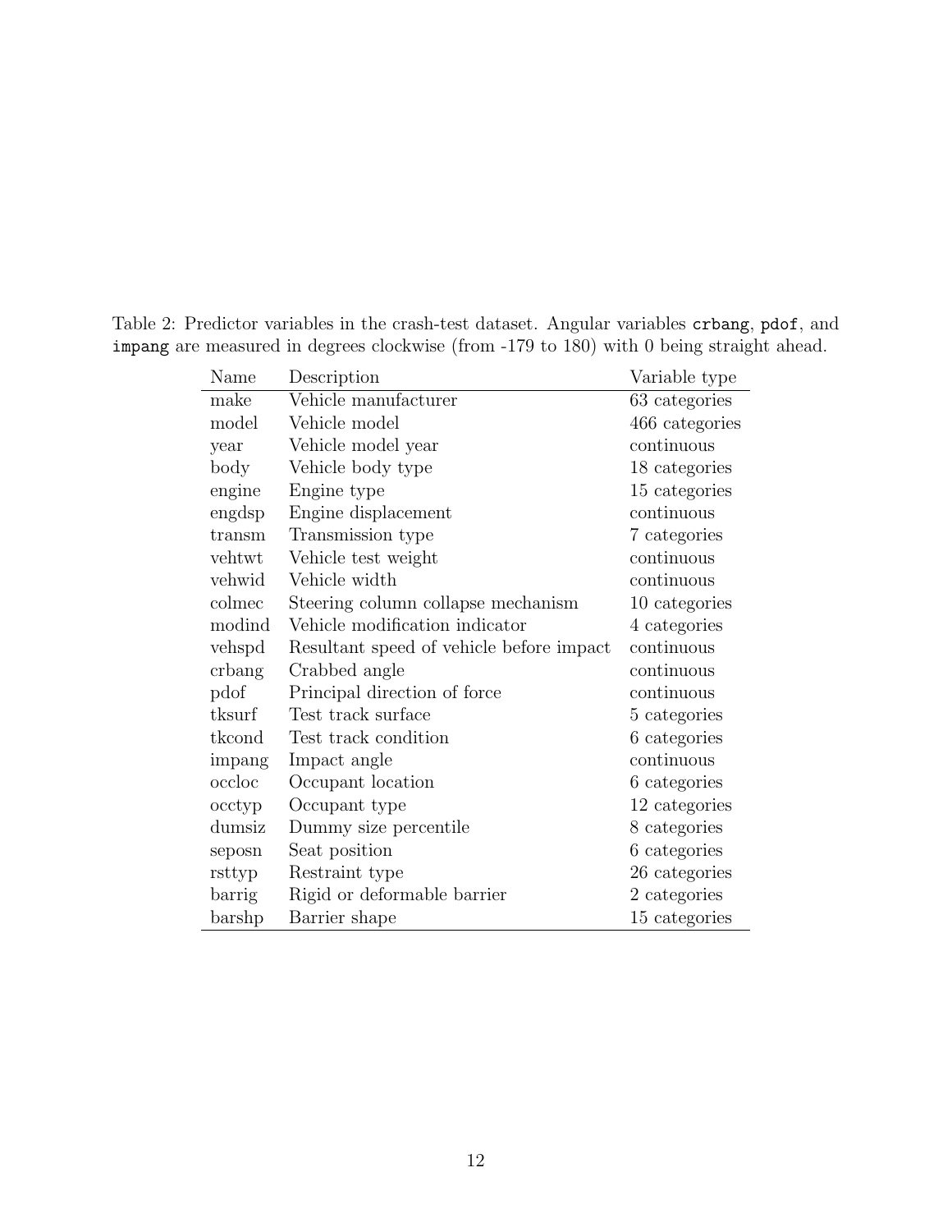Table 2: Predictor variables in the crash-test dataset. Angular variables `crbang`, `pdof`, and `impang` are measured in degrees clockwise (from -179 to 180) with 0 being straight ahead.

| Name | Description | Variable type |
|---|---|---|
| make | Vehicle manufacturer | 63 categories |
| model | Vehicle model | 466 categories |
| year | Vehicle model year | continuous |
| body | Vehicle body type | 18 categories |
| engine | Engine type | 15 categories |
| engdsp | Engine displacement | continuous |
| transm | Transmission type | 7 categories |
| vehtwt | Vehicle test weight | continuous |
| vehwid | Vehicle width | continuous |
| colmec | Steering column collapse mechanism | 10 categories |
| modind | Vehicle modification indicator | 4 categories |
| vehspd | Resultant speed of vehicle before impact | continuous |
| crbang | Crabbed angle | continuous |
| pdof | Principal direction of force | continuous |
| tksurf | Test track surface | 5 categories |
| tkcond | Test track condition | 6 categories |
| impang | Impact angle | continuous |
| occloc | Occupant location | 6 categories |
| occtyp | Occupant type | 12 categories |
| dumsiz | Dummy size percentile | 8 categories |
| seposn | Seat position | 6 categories |
| rsttyp | Restraint type | 26 categories |
| barrig | Rigid or deformable barrier | 2 categories |
| barshp | Barrier shape | 15 categories |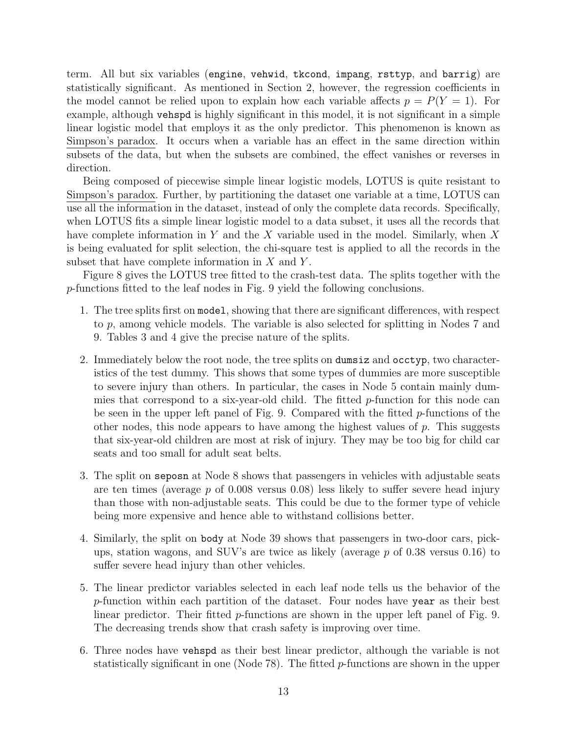term. All but six variables (`engine`, `vehwid`, `tkcond`, `impang`, `rsttyp`, and `barrig`) are statistically significant. As mentioned in Section 2, however, the regression coefficients in the model cannot be relied upon to explain how each variable affects $p = P(Y = 1)$. For example, although `vehspd` is highly significant in this model, it is not significant in a simple linear logistic model that employs it as the only predictor. This phenomenon is known as Simpson's paradox. It occurs when a variable has an effect in the same direction within subsets of the data, but when the subsets are combined, the effect vanishes or reverses in direction.

Being composed of piecewise simple linear logistic models, LOTUS is quite resistant to Simpson's paradox. Further, by partitioning the dataset one variable at a time, LOTUS can use all the information in the dataset, instead of only the complete data records. Specifically, when LOTUS fits a simple linear logistic model to a data subset, it uses all the records that have complete information in $Y$ and the $X$ variable used in the model. Similarly, when $X$ is being evaluated for split selection, the chi-square test is applied to all the records in the subset that have complete information in $X$ and $Y$.

Figure 8 gives the LOTUS tree fitted to the crash-test data. The splits together with the $p$-functions fitted to the leaf nodes in Fig. 9 yield the following conclusions.

1. The tree splits first on `model`, showing that there are significant differences, with respect to $p$, among vehicle models. The variable is also selected for splitting in Nodes 7 and 9. Tables 3 and 4 give the precise nature of the splits.

2. Immediately below the root node, the tree splits on `dumsiz` and `occtyp`, two characteristics of the test dummy. This shows that some types of dummies are more susceptible to severe injury than others. In particular, the cases in Node 5 contain mainly dummies that correspond to a six-year-old child. The fitted $p$-function for this node can be seen in the upper left panel of Fig. 9. Compared with the fitted $p$-functions of the other nodes, this node appears to have among the highest values of $p$. This suggests that six-year-old children are most at risk of injury. They may be too big for child car seats and too small for adult seat belts.

3. The split on `seposn` at Node 8 shows that passengers in vehicles with adjustable seats are ten times (average $p$ of 0.008 versus 0.08) less likely to suffer severe head injury than those with non-adjustable seats. This could be due to the former type of vehicle being more expensive and hence able to withstand collisions better.

4. Similarly, the split on `body` at Node 39 shows that passengers in two-door cars, pick-ups, station wagons, and SUV's are twice as likely (average $p$ of 0.38 versus 0.16) to suffer severe head injury than other vehicles.

5. The linear predictor variables selected in each leaf node tells us the behavior of the $p$-function within each partition of the dataset. Four nodes have `year` as their best linear predictor. Their fitted $p$-functions are shown in the upper left panel of Fig. 9. The decreasing trends show that crash safety is improving over time.

6. Three nodes have `vehspd` as their best linear predictor, although the variable is not statistically significant in one (Node 78). The fitted $p$-functions are shown in the upper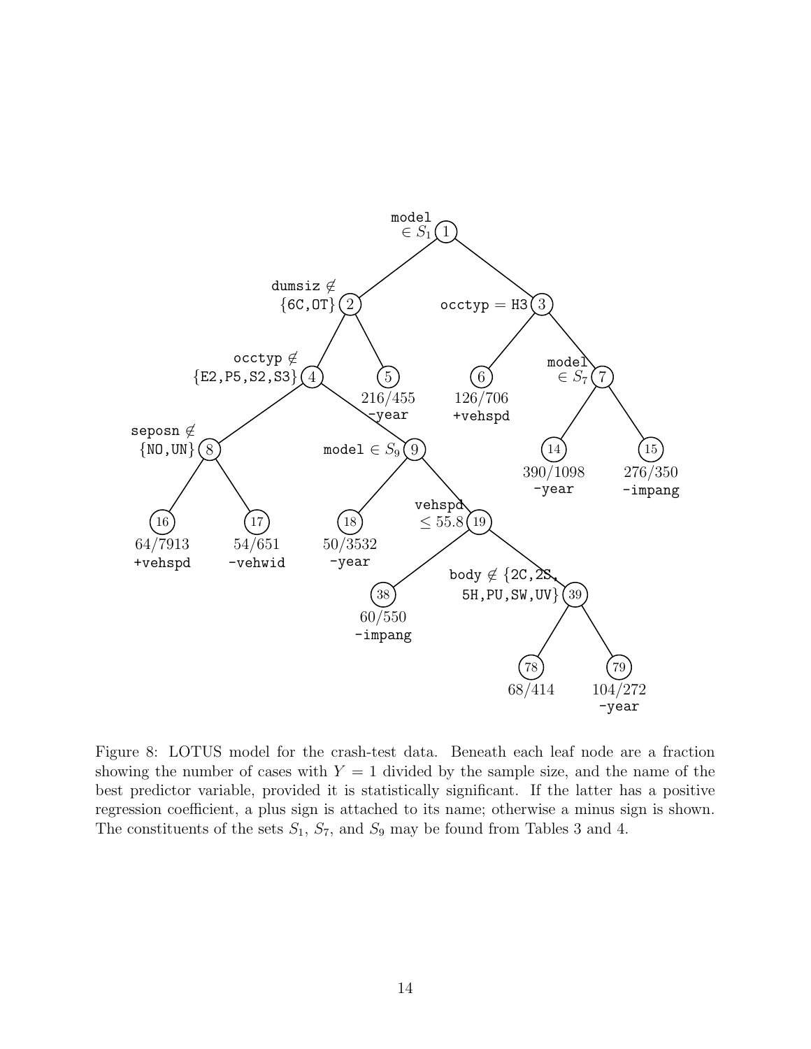Figure 8: LOTUS model for the crash-test data. Beneath each leaf node are a fraction showing the number of cases with $Y = 1$ divided by the sample size, and the name of the best predictor variable, provided it is statistically significant. If the latter has a positive regression coefficient, a plus sign is attached to its name; otherwise a minus sign is shown. The constituents of the sets $S_1$, $S_7$, and $S_9$ may be found from Tables 3 and 4.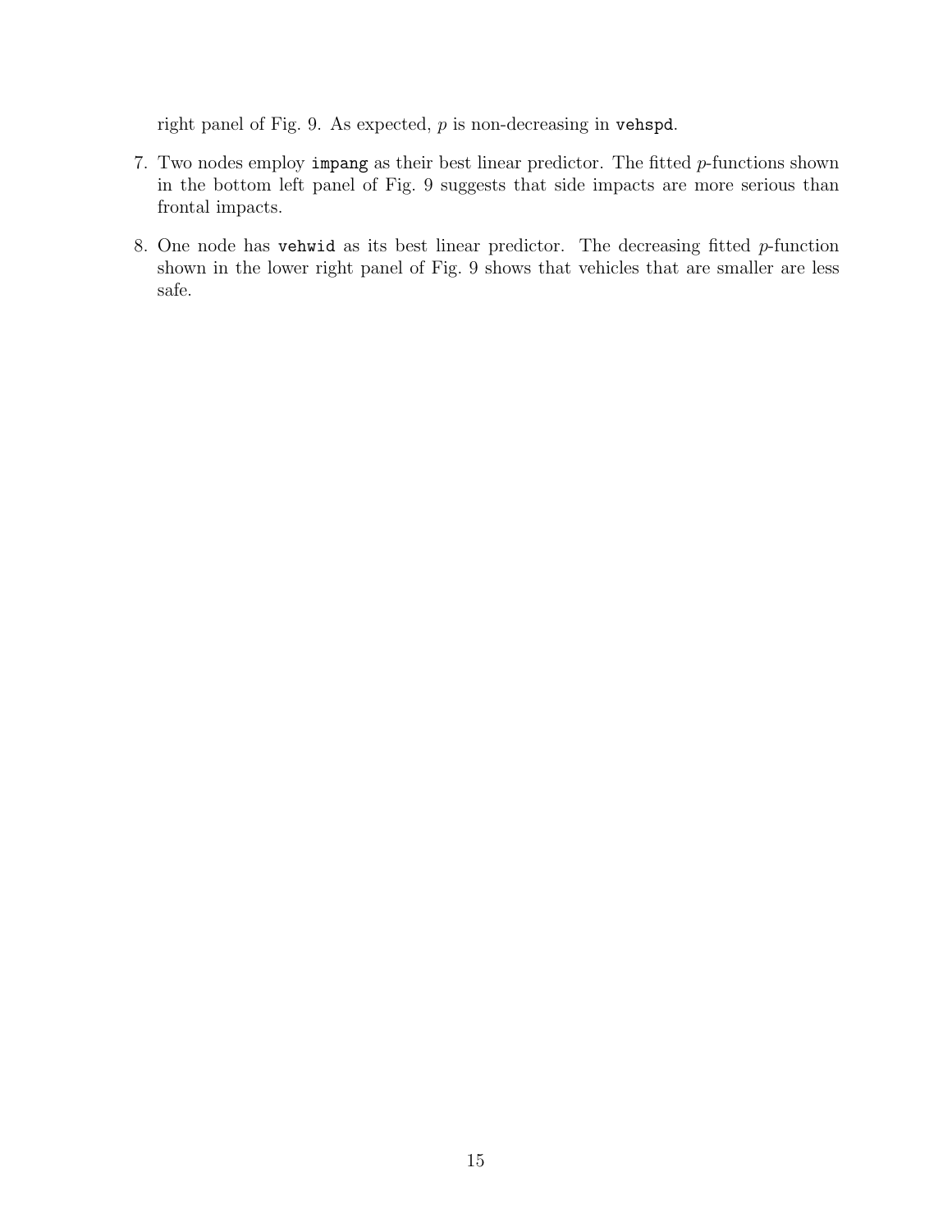right panel of Fig. 9. As expected, $p$ is non-decreasing in `vehspd`.

7. Two nodes employ `impang` as their best linear predictor. The fitted $p$-functions shown in the bottom left panel of Fig. 9 suggests that side impacts are more serious than frontal impacts.

8. One node has `vehwid` as its best linear predictor. The decreasing fitted $p$-function shown in the lower right panel of Fig. 9 shows that vehicles that are smaller are less safe.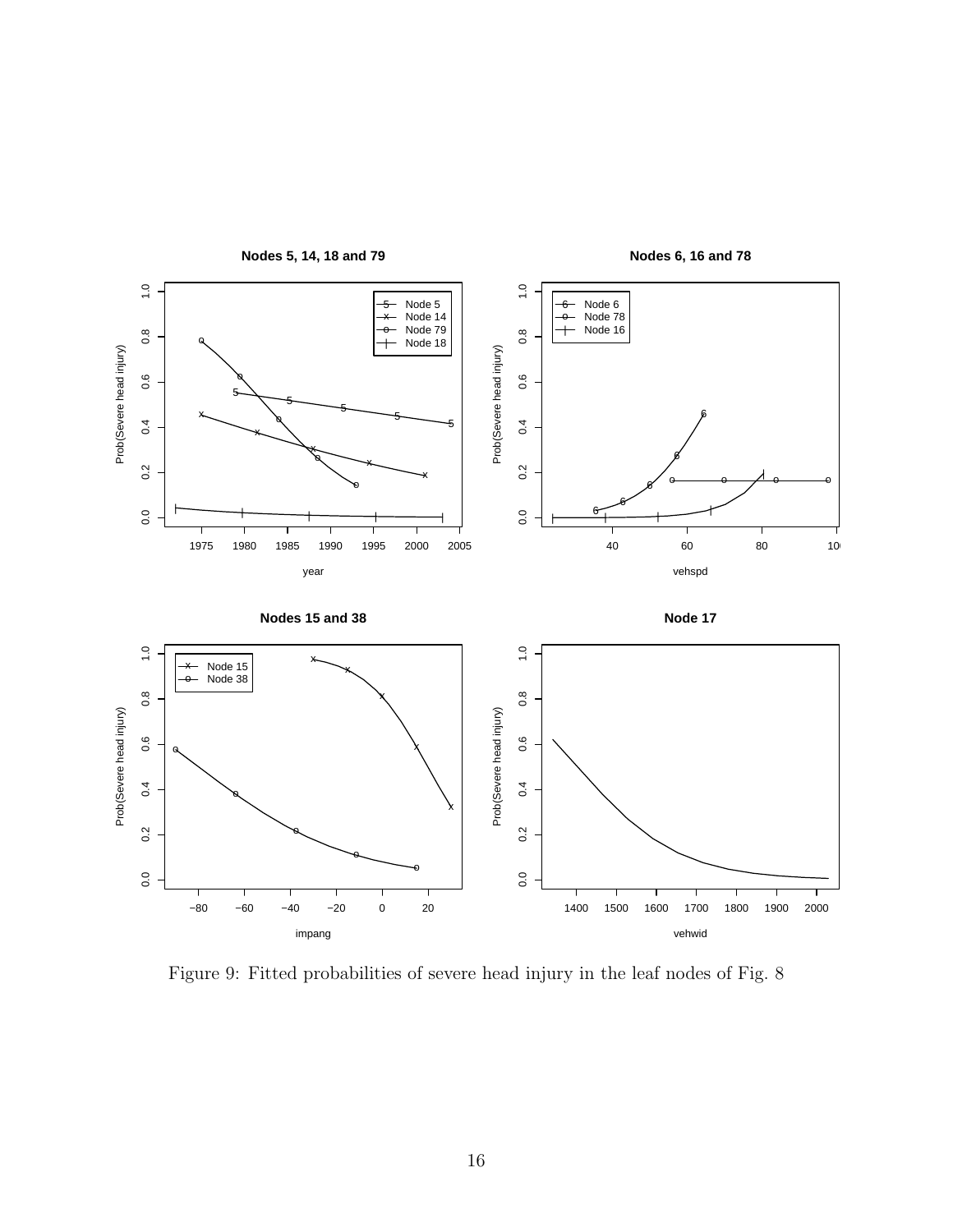Figure 9: Fitted probabilities of severe head injury in the leaf nodes of Fig. 8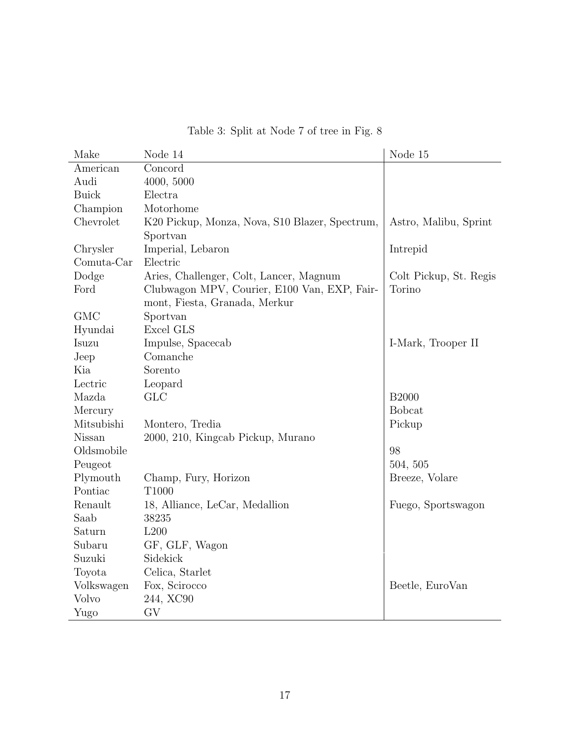Table 3: Split at Node 7 of tree in Fig. 8

| Make | Node 14 | Node 15 |
|---|---|---|
| American | Concord | |
| Audi | 4000, 5000 | |
| Buick | Electra | |
| Champion | Motorhome | |
| Chevrolet | K20 Pickup, Monza, Nova, S10 Blazer, Spectrum, Sportvan | Astro, Malibu, Sprint |
| Chrysler | Imperial, Lebaron | Intrepid |
| Comuta-Car | Electric | |
| Dodge | Aries, Challenger, Colt, Lancer, Magnum | Colt Pickup, St. Regis |
| Ford | Clubwagon MPV, Courier, E100 Van, EXP, Fairmont, Fiesta, Granada, Merkur | Torino |
| GMC | Sportvan | |
| Hyundai | Excel GLS | |
| Isuzu | Impulse, Spacecab | I-Mark, Trooper II |
| Jeep | Comanche | |
| Kia | Sorento | |
| Lectric | Leopard | |
| Mazda | GLC | B2000 |
| Mercury | | Bobcat |
| Mitsubishi | Montero, Tredia | Pickup |
| Nissan | 2000, 210, Kingcab Pickup, Murano | |
| Oldsmobile | | 98 |
| Peugeot | | 504, 505 |
| Plymouth | Champ, Fury, Horizon | Breeze, Volare |
| Pontiac | T1000 | |
| Renault | 18, Alliance, LeCar, Medallion | Fuego, Sportswagon |
| Saab | 38235 | |
| Saturn | L200 | |
| Subaru | GF, GLF, Wagon | |
| Suzuki | Sidekick | |
| Toyota | Celica, Starlet | |
| Volkswagen | Fox, Scirocco | Beetle, EuroVan |
| Volvo | 244, XC90 | |
| Yugo | GV | |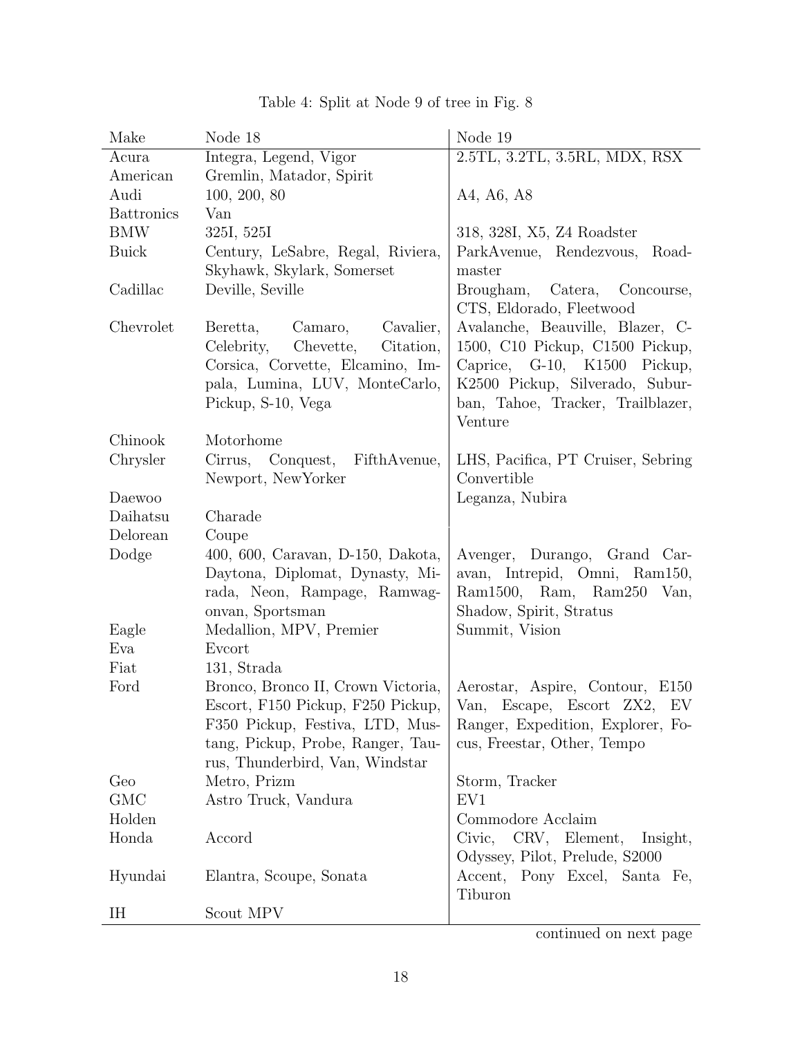Table 4: Split at Node 9 of tree in Fig. 8

| Make | Node 18 | Node 19 |
|---|---|---|
| Acura | Integra, Legend, Vigor | 2.5TL, 3.2TL, 3.5RL, MDX, RSX |
| American | Gremlin, Matador, Spirit | |
| Audi | 100, 200, 80 | A4, A6, A8 |
| Battronics | Van | |
| BMW | 325I, 525I | 318, 328I, X5, Z4 Roadster |
| Buick | Century, LeSabre, Regal, Riviera, Skyhawk, Skylark, Somerset | ParkAvenue, Rendezvous, Roadmaster |
| Cadillac | Deville, Seville | Brougham, Catera, Concourse, CTS, Eldorado, Fleetwood |
| Chevrolet | Beretta, Camaro, Cavalier, Celebrity, Chevette, Citation, Corsica, Corvette, Elcamino, Impala, Lumina, LUV, MonteCarlo, Pickup, S-10, Vega | Avalanche, Beauville, Blazer, C-1500, C10 Pickup, C1500 Pickup, Caprice, G-10, K1500 Pickup, K2500 Pickup, Silverado, Suburban, Tahoe, Tracker, Trailblazer, Venture |
| Chinook | Motorhome | |
| Chrysler | Cirrus, Conquest, FifthAvenue, Newport, NewYorker | LHS, Pacifica, PT Cruiser, Sebring Convertible |
| Daewoo | | Leganza, Nubira |
| Daihatsu | Charade | |
| Delorean | Coupe | |
| Dodge | 400, 600, Caravan, D-150, Dakota, Daytona, Diplomat, Dynasty, Mirada, Neon, Rampage, Ramwagonvan, Sportsman | Avenger, Durango, Grand Caravan, Intrepid, Omni, Ram150, Ram1500, Ram, Ram250 Van, Shadow, Spirit, Stratus |
| Eagle | Medallion, MPV, Premier | Summit, Vision |
| Eva | Evcort | |
| Fiat | 131, Strada | |
| Ford | Bronco, Bronco II, Crown Victoria, Escort, F150 Pickup, F250 Pickup, F350 Pickup, Festiva, LTD, Mustang, Pickup, Probe, Ranger, Taurus, Thunderbird, Van, Windstar | Aerostar, Aspire, Contour, E150 Van, Escape, Escort ZX2, EV Ranger, Expedition, Explorer, Focus, Freestar, Other, Tempo |
| Geo | Metro, Prizm | Storm, Tracker |
| GMC | Astro Truck, Vandura | EV1 |
| Holden | | Commodore Acclaim |
| Honda | Accord | Civic, CRV, Element, Insight, Odyssey, Pilot, Prelude, S2000 |
| Hyundai | Elantra, Scoupe, Sonata | Accent, Pony Excel, Santa Fe, Tiburon |
| IH | Scout MPV | |

continued on next page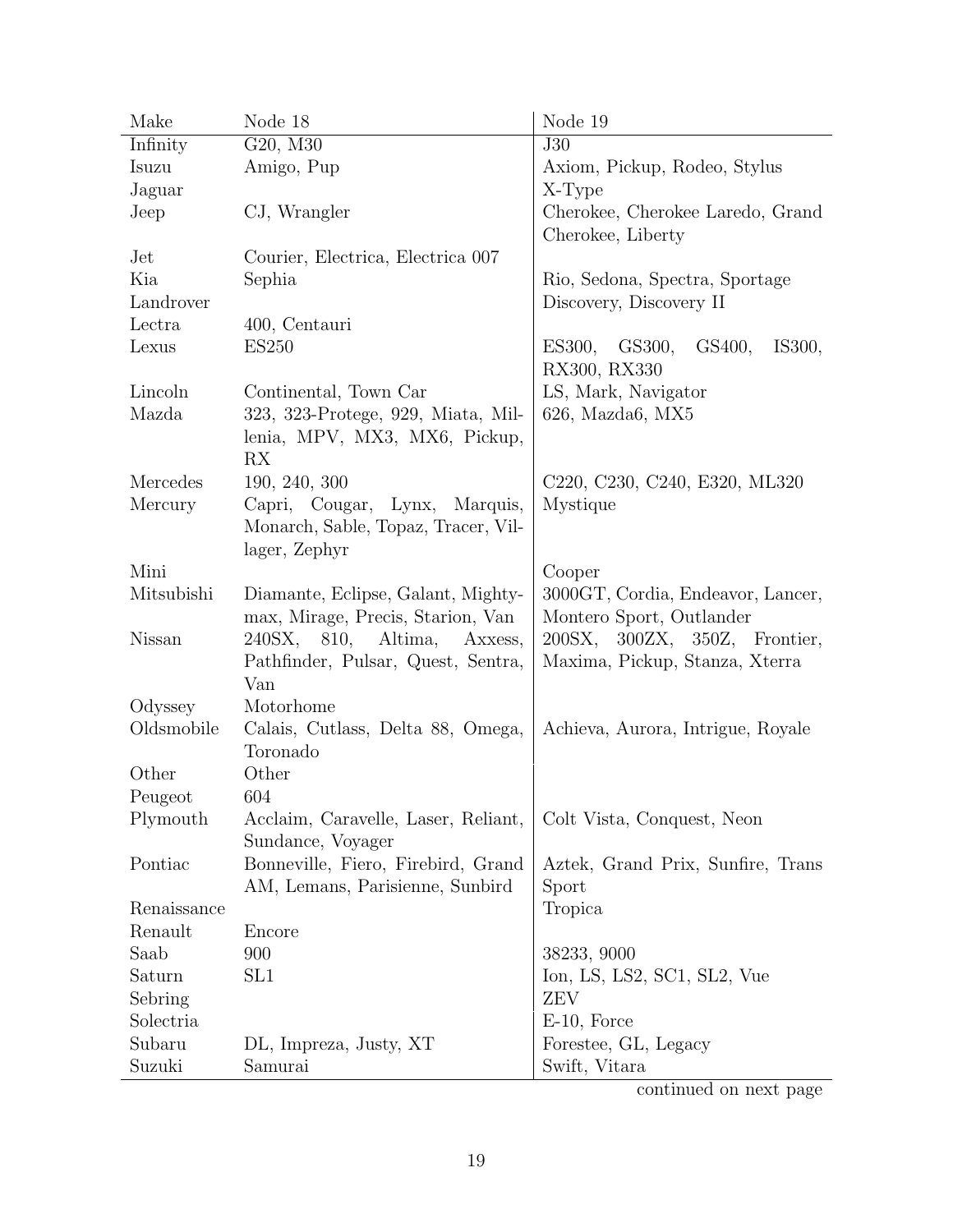| Make | Node 18 | Node 19 |
|---|---|---|
| Infinity | G20, M30 | J30 |
| Isuzu | Amigo, Pup | Axiom, Pickup, Rodeo, Stylus |
| Jaguar | | X-Type |
| Jeep | CJ, Wrangler | Cherokee, Cherokee Laredo, Grand Cherokee, Liberty |
| Jet | Courier, Electrica, Electrica 007 | |
| Kia | Sephia | Rio, Sedona, Spectra, Sportage |
| Landrover | | Discovery, Discovery II |
| Lectra | 400, Centauri | |
| Lexus | ES250 | ES300, GS300, GS400, IS300, RX300, RX330 |
| Lincoln | Continental, Town Car | LS, Mark, Navigator |
| Mazda | 323, 323-Protege, 929, Miata, Millenia, MPV, MX3, MX6, Pickup, RX | 626, Mazda6, MX5 |
| Mercedes | 190, 240, 300 | C220, C230, C240, E320, ML320 |
| Mercury | Capri, Cougar, Lynx, Marquis, Monarch, Sable, Topaz, Tracer, Villager, Zephyr | Mystique |
| Mini | | Cooper |
| Mitsubishi | Diamante, Eclipse, Galant, Mightymax, Mirage, Precis, Starion, Van | 3000GT, Cordia, Endeavor, Lancer, Montero Sport, Outlander |
| Nissan | 240SX, 810, Altima, Axxess, Pathfinder, Pulsar, Quest, Sentra, Van | 200SX, 300ZX, 350Z, Frontier, Maxima, Pickup, Stanza, Xterra |
| Odyssey | Motorhome | |
| Oldsmobile | Calais, Cutlass, Delta 88, Omega, Toronado | Achieva, Aurora, Intrigue, Royale |
| Other | Other | |
| Peugeot | 604 | |
| Plymouth | Acclaim, Caravelle, Laser, Reliant, Sundance, Voyager | Colt Vista, Conquest, Neon |
| Pontiac | Bonneville, Fiero, Firebird, Grand AM, Lemans, Parisienne, Sunbird | Aztek, Grand Prix, Sunfire, Trans Sport |
| Renaissance | | Tropica |
| Renault | Encore | |
| Saab | 900 | 38233, 9000 |
| Saturn | SL1 | Ion, LS, LS2, SC1, SL2, Vue |
| Sebring | | ZEV |
| Solectria | | E-10, Force |
| Subaru | DL, Impreza, Justy, XT | Forestee, GL, Legacy |
| Suzuki | Samurai | Swift, Vitara |

continued on next page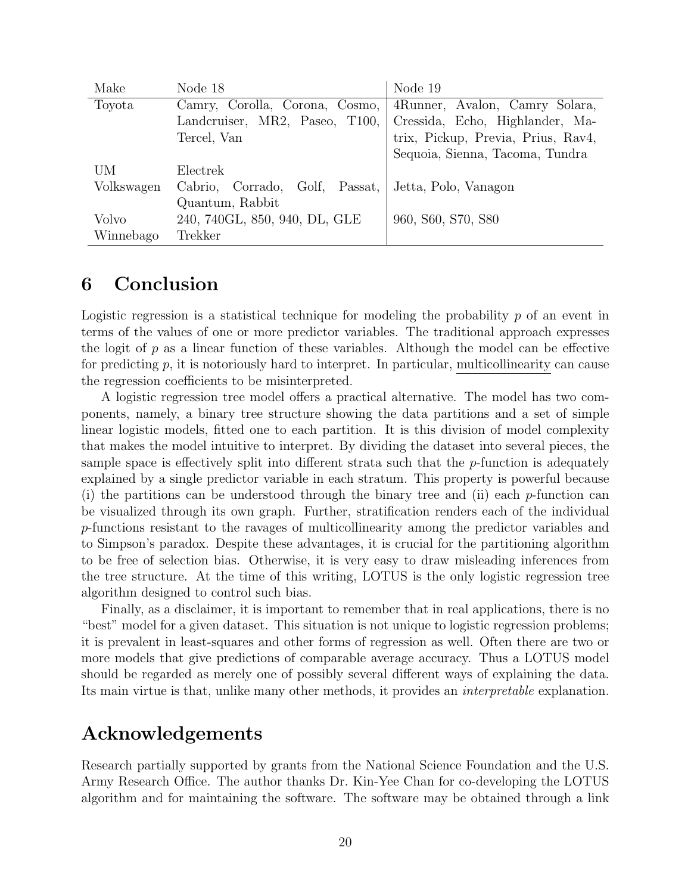| Make | Node 18 | Node 19 |
|---|---|---|
| Toyota | Camry, Corolla, Corona, Cosmo, Landcruiser, MR2, Paseo, T100, Tercel, Van | 4Runner, Avalon, Camry Solara, Cressida, Echo, Highlander, Matrix, Pickup, Previa, Prius, Rav4, Sequoia, Sienna, Tacoma, Tundra |
| UM | Electrek | |
| Volkswagen | Cabrio, Corrado, Golf, Passat, Quantum, Rabbit | Jetta, Polo, Vanagon |
| Volvo | 240, 740GL, 850, 940, DL, GLE | 960, S60, S70, S80 |
| Winnebago | Trekker | |

## 6 Conclusion

Logistic regression is a statistical technique for modeling the probability $p$ of an event in terms of the values of one or more predictor variables. The traditional approach expresses the logit of $p$ as a linear function of these variables. Although the model can be effective for predicting $p$, it is notoriously hard to interpret. In particular, multicollinearity can cause the regression coefficients to be misinterpreted.

A logistic regression tree model offers a practical alternative. The model has two components, namely, a binary tree structure showing the data partitions and a set of simple linear logistic models, fitted one to each partition. It is this division of model complexity that makes the model intuitive to interpret. By dividing the dataset into several pieces, the sample space is effectively split into different strata such that the $p$-function is adequately explained by a single predictor variable in each stratum. This property is powerful because (i) the partitions can be understood through the binary tree and (ii) each $p$-function can be visualized through its own graph. Further, stratification renders each of the individual $p$-functions resistant to the ravages of multicollinearity among the predictor variables and to Simpson's paradox. Despite these advantages, it is crucial for the partitioning algorithm to be free of selection bias. Otherwise, it is very easy to draw misleading inferences from the tree structure. At the time of this writing, LOTUS is the only logistic regression tree algorithm designed to control such bias.

Finally, as a disclaimer, it is important to remember that in real applications, there is no "best" model for a given dataset. This situation is not unique to logistic regression problems; it is prevalent in least-squares and other forms of regression as well. Often there are two or more models that give predictions of comparable average accuracy. Thus a LOTUS model should be regarded as merely one of possibly several different ways of explaining the data. Its main virtue is that, unlike many other methods, it provides an *interpretable* explanation.

## Acknowledgements

Research partially supported by grants from the National Science Foundation and the U.S. Army Research Office. The author thanks Dr. Kin-Yee Chan for co-developing the LOTUS algorithm and for maintaining the software. The software may be obtained through a link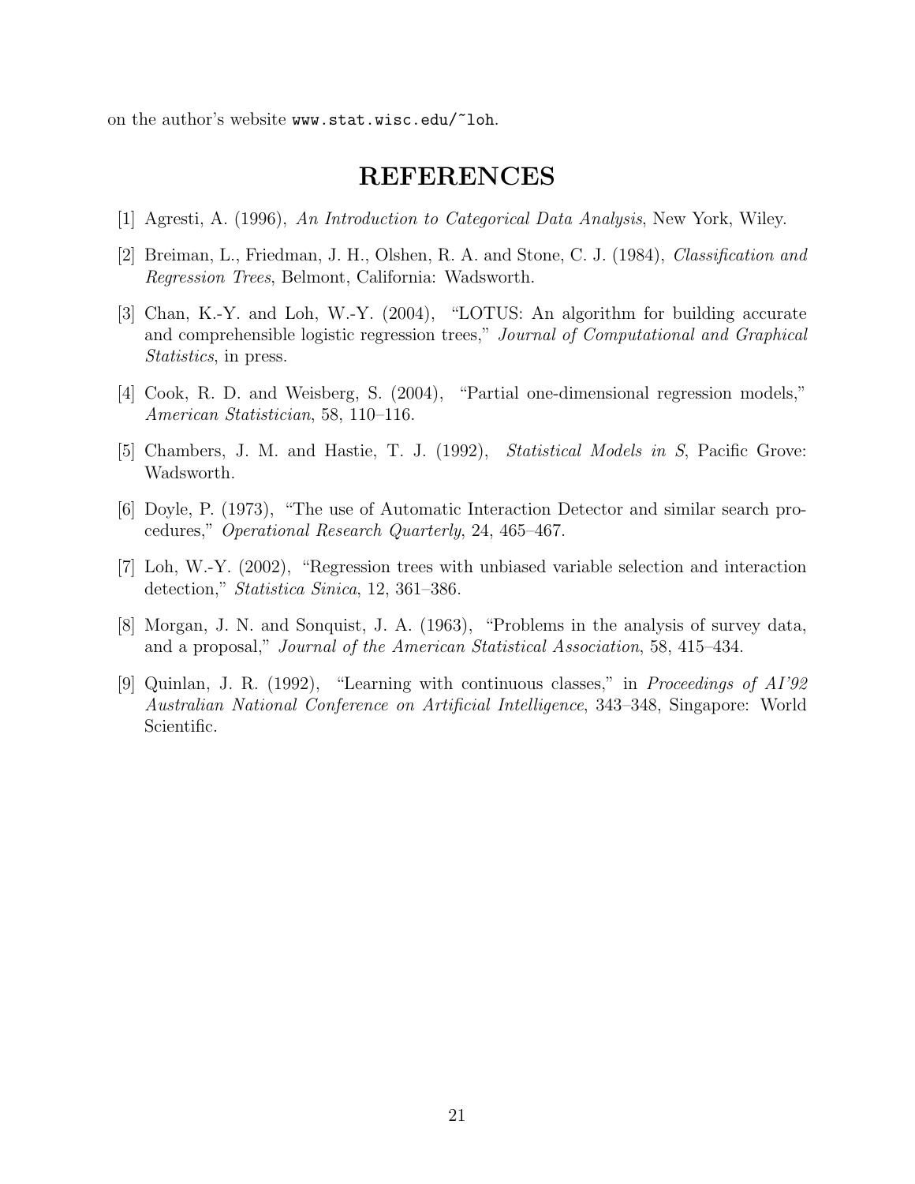on the author's website `www.stat.wisc.edu/~loh`.

# REFERENCES

[1] Agresti, A. (1996), *An Introduction to Categorical Data Analysis*, New York, Wiley.

[2] Breiman, L., Friedman, J. H., Olshen, R. A. and Stone, C. J. (1984), *Classification and Regression Trees*, Belmont, California: Wadsworth.

[3] Chan, K.-Y. and Loh, W.-Y. (2004), "LOTUS: An algorithm for building accurate and comprehensible logistic regression trees," *Journal of Computational and Graphical Statistics*, in press.

[4] Cook, R. D. and Weisberg, S. (2004), "Partial one-dimensional regression models," *American Statistician*, 58, 110–116.

[5] Chambers, J. M. and Hastie, T. J. (1992), *Statistical Models in S*, Pacific Grove: Wadsworth.

[6] Doyle, P. (1973), "The use of Automatic Interaction Detector and similar search procedures," *Operational Research Quarterly*, 24, 465–467.

[7] Loh, W.-Y. (2002), "Regression trees with unbiased variable selection and interaction detection," *Statistica Sinica*, 12, 361–386.

[8] Morgan, J. N. and Sonquist, J. A. (1963), "Problems in the analysis of survey data, and a proposal," *Journal of the American Statistical Association*, 58, 415–434.

[9] Quinlan, J. R. (1992), "Learning with continuous classes," in *Proceedings of AI'92 Australian National Conference on Artificial Intelligence*, 343–348, Singapore: World Scientific.